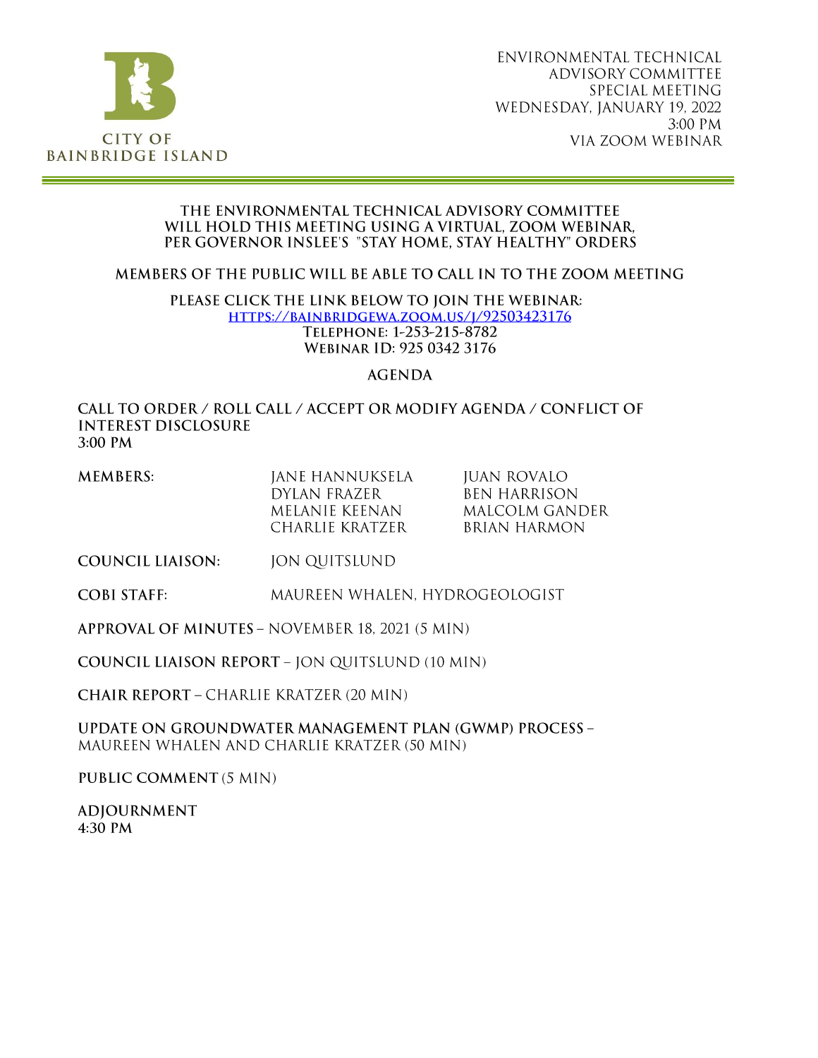CITY OF BAINBRIDGE ISLAND

ENVIRONMENTAL TECHNICAL ADVISORY COMMITTEE
SPECIAL MEETING
WEDNESDAY, JANUARY 19, 2022
3:00 PM
VIA ZOOM WEBINAR

**THE ENVIRONMENTAL TECHNICAL ADVISORY COMMITTEE WILL HOLD THIS MEETING USING A VIRTUAL, ZOOM WEBINAR, PER GOVERNOR INSLEE'S "STAY HOME, STAY HEALTHY" ORDERS**

**MEMBERS OF THE PUBLIC WILL BE ABLE TO CALL IN TO THE ZOOM MEETING**

**PLEASE CLICK THE LINK BELOW TO JOIN THE WEBINAR:**
[HTTPS://BAINBRIDGEWA.ZOOM.US/J/92503423176](https://bainbridgewa.zoom.us/j/92503423176)
**TELEPHONE: 1-253-215-8782**
**WEBINAR ID: 925 0342 3176**

## AGENDA

**CALL TO ORDER / ROLL CALL / ACCEPT OR MODIFY AGENDA / CONFLICT OF INTEREST DISCLOSURE**
**3:00 PM**

| **MEMBERS:** | JANE HANNUKSELA | JUAN ROVALO |
|---|---|---|
| | DYLAN FRAZER | BEN HARRISON |
| | MELANIE KEENAN | MALCOLM GANDER |
| | CHARLIE KRATZER | BRIAN HARMON |

**COUNCIL LIAISON:** JON QUITSLUND

**COBI STAFF:** MAUREEN WHALEN, HYDROGEOLOGIST

**APPROVAL OF MINUTES** – NOVEMBER 18, 2021 (5 MIN)

**COUNCIL LIAISON REPORT** – JON QUITSLUND (10 MIN)

**CHAIR REPORT** – CHARLIE KRATZER (20 MIN)

**UPDATE ON GROUNDWATER MANAGEMENT PLAN (GWMP) PROCESS** – MAUREEN WHALEN AND CHARLIE KRATZER (50 MIN)

**PUBLIC COMMENT** (5 MIN)

**ADJOURNMENT**
**4:30 PM**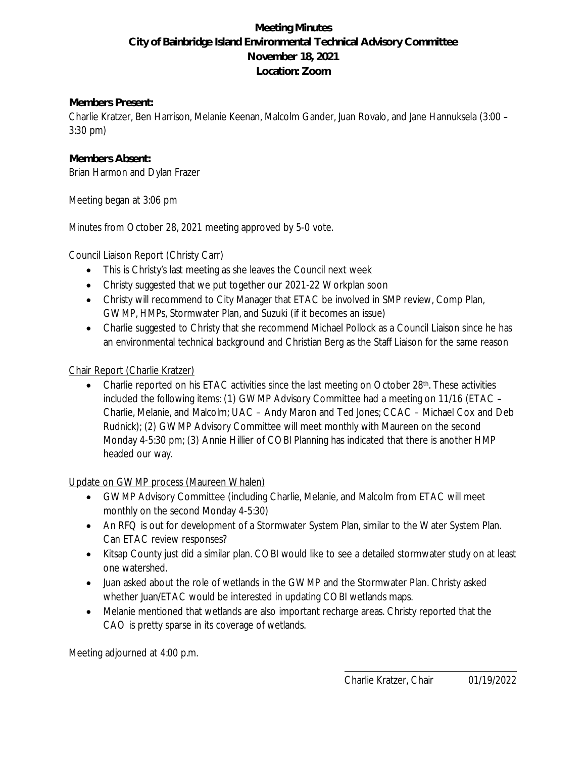# Meeting Minutes
# City of Bainbridge Island Environmental Technical Advisory Committee
# November 18, 2021
# Location: Zoom

**Members Present:**
Charlie Kratzer, Ben Harrison, Melanie Keenan, Malcolm Gander, Juan Rovalo, and Jane Hannuksela (3:00 – 3:30 pm)

**Members Absent:**
Brian Harmon and Dylan Frazer

Meeting began at 3:06 pm

Minutes from October 28, 2021 meeting approved by 5-0 vote.

Council Liaison Report (Christy Carr)

- This is Christy's last meeting as she leaves the Council next week
- Christy suggested that we put together our 2021-22 Workplan soon
- Christy will recommend to City Manager that ETAC be involved in SMP review, Comp Plan, GWMP, HMPs, Stormwater Plan, and Suzuki (if it becomes an issue)
- Charlie suggested to Christy that she recommend Michael Pollock as a Council Liaison since he has an environmental technical background and Christian Berg as the Staff Liaison for the same reason

Chair Report (Charlie Kratzer)

- Charlie reported on his ETAC activities since the last meeting on October 28th. These activities included the following items: (1) GWMP Advisory Committee had a meeting on 11/16 (ETAC – Charlie, Melanie, and Malcolm; UAC – Andy Maron and Ted Jones; CCAC – Michael Cox and Deb Rudnick); (2) GWMP Advisory Committee will meet monthly with Maureen on the second Monday 4-5:30 pm; (3) Annie Hillier of COBI Planning has indicated that there is another HMP headed our way.

Update on GWMP process (Maureen Whalen)

- GWMP Advisory Committee (including Charlie, Melanie, and Malcolm from ETAC will meet monthly on the second Monday 4-5:30)
- An RFQ is out for development of a Stormwater System Plan, similar to the Water System Plan. Can ETAC review responses?
- Kitsap County just did a similar plan. COBI would like to see a detailed stormwater study on at least one watershed.
- Juan asked about the role of wetlands in the GWMP and the Stormwater Plan. Christy asked whether Juan/ETAC would be interested in updating COBI wetlands maps.
- Melanie mentioned that wetlands are also important recharge areas. Christy reported that the CAO is pretty sparse in its coverage of wetlands.

Meeting adjourned at 4:00 p.m.

Charlie Kratzer, Chair 01/19/2022